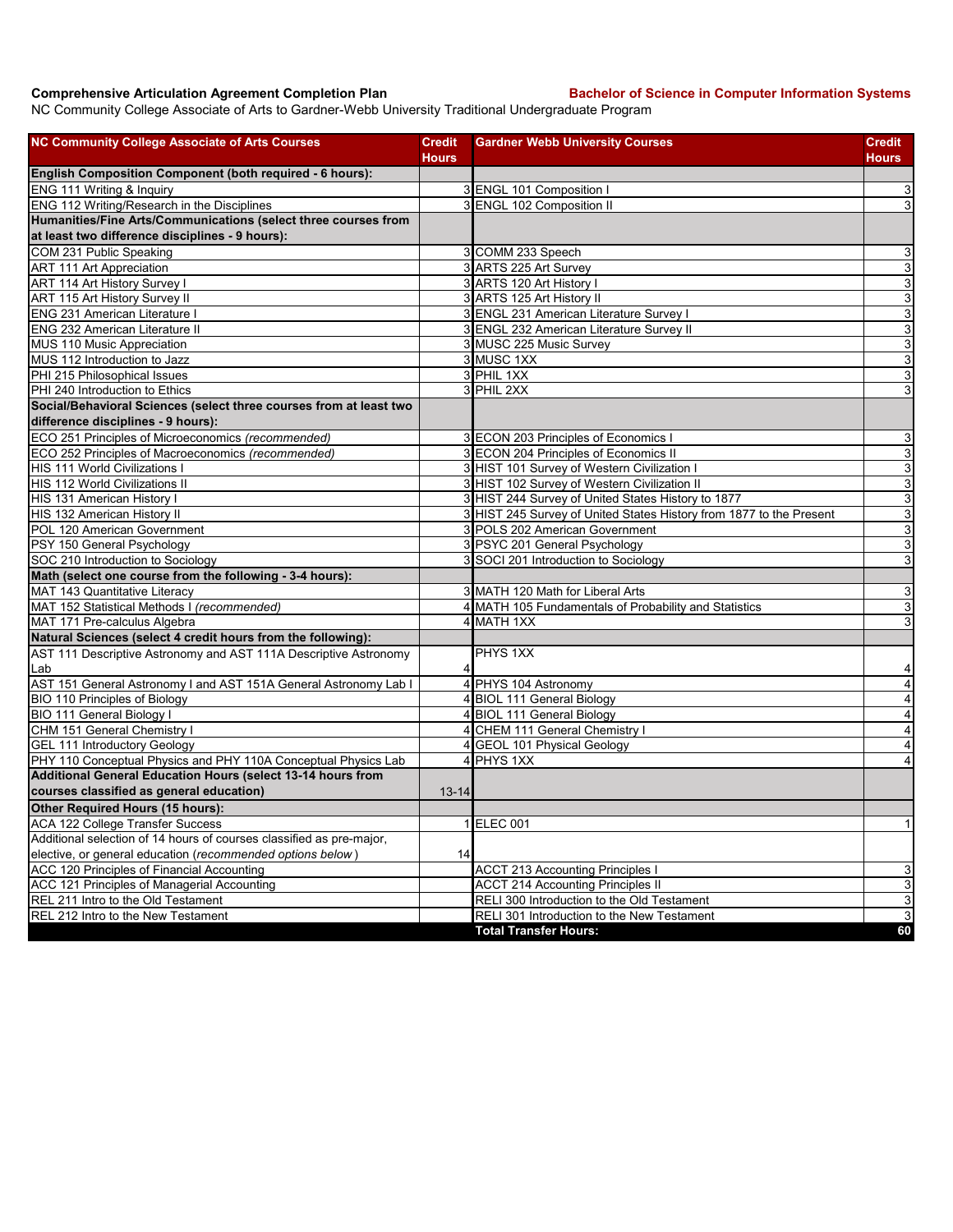**Comprehensive Articulation Agreement Completion Plan** **Bachelor of Science in Computer Information Systems**

NC Community College Associate of Arts to Gardner-Webb University Traditional Undergraduate Program

| NC Community College Associate of Arts Courses | Credit Hours | Gardner Webb University Courses | Credit Hours |
|---|---|---|---|
| **English Composition Component (both required - 6 hours):** | | | |
| ENG 111 Writing & Inquiry | 3 | ENGL 101 Composition I | 3 |
| ENG 112 Writing/Research in the Disciplines | 3 | ENGL 102 Composition II | 3 |
| **Humanities/Fine Arts/Communications (select three courses from at least two difference disciplines - 9 hours):** | | | |
| COM 231 Public Speaking | 3 | COMM 233 Speech | 3 |
| ART 111 Art Appreciation | 3 | ARTS 225 Art Survey | 3 |
| ART 114 Art History Survey I | 3 | ARTS 120 Art History I | 3 |
| ART 115 Art History Survey II | 3 | ARTS 125 Art History II | 3 |
| ENG 231 American Literature I | 3 | ENGL 231 American Literature Survey I | 3 |
| ENG 232 American Literature II | 3 | ENGL 232 American Literature Survey II | 3 |
| MUS 110 Music Appreciation | 3 | MUSC 225 Music Survey | 3 |
| MUS 112 Introduction to Jazz | 3 | MUSC 1XX | 3 |
| PHI 215 Philosophical Issues | 3 | PHIL 1XX | 3 |
| PHI 240 Introduction to Ethics | 3 | PHIL 2XX | 3 |
| **Social/Behavioral Sciences (select three courses from at least two difference disciplines - 9 hours):** | | | |
| ECO 251 Principles of Microeconomics *(recommended)* | 3 | ECON 203 Principles of Economics I | 3 |
| ECO 252 Principles of Macroeconomics *(recommended)* | 3 | ECON 204 Principles of Economics II | 3 |
| HIS 111 World Civilizations I | 3 | HIST 101 Survey of Western Civilization I | 3 |
| HIS 112 World Civilizations II | 3 | HIST 102 Survey of Western Civilization II | 3 |
| HIS 131 American History I | 3 | HIST 244 Survey of United States History to 1877 | 3 |
| HIS 132 American History II | 3 | HIST 245 Survey of United States History from 1877 to the Present | 3 |
| POL 120 American Government | 3 | POLS 202 American Government | 3 |
| PSY 150 General Psychology | 3 | PSYC 201 General Psychology | 3 |
| SOC 210 Introduction to Sociology | 3 | SOCI 201 Introduction to Sociology | 3 |
| **Math (select one course from the following - 3-4 hours):** | | | |
| MAT 143 Quantitative Literacy | 3 | MATH 120 Math for Liberal Arts | 3 |
| MAT 152 Statistical Methods I *(recommended)* | 4 | MATH 105 Fundamentals of Probability and Statistics | 3 |
| MAT 171 Pre-calculus Algebra | 4 | MATH 1XX | 3 |
| **Natural Sciences (select 4 credit hours from the following):** | | | |
| AST 111 Descriptive Astronomy and AST 111A Descriptive Astronomy Lab | 4 | PHYS 1XX | 4 |
| AST 151 General Astronomy I and AST 151A General Astronomy Lab I | 4 | PHYS 104 Astronomy | 4 |
| BIO 110 Principles of Biology | 4 | BIOL 111 General Biology | 4 |
| BIO 111 General Biology I | 4 | BIOL 111 General Biology | 4 |
| CHM 151 General Chemistry I | 4 | CHEM 111 General Chemistry I | 4 |
| GEL 111 Introductory Geology | 4 | GEOL 101 Physical Geology | 4 |
| PHY 110 Conceptual Physics and PHY 110A Conceptual Physics Lab | 4 | PHYS 1XX | 4 |
| **Additional General Education Hours (select 13-14 hours from courses classified as general education)** | 13-14 | | |
| **Other Required Hours (15 hours):** | | | |
| ACA 122 College Transfer Success | 1 | ELEC 001 | 1 |
| Additional selection of 14 hours of courses classified as pre-major, elective, or general education *(recommended options below)* | 14 | | |
| ACC 120 Principles of Financial Accounting | | ACCT 213 Accounting Principles I | 3 |
| ACC 121 Principles of Managerial Accounting | | ACCT 214 Accounting Principles II | 3 |
| REL 211 Intro to the Old Testament | | RELI 300 Introduction to the Old Testament | 3 |
| REL 212 Intro to the New Testament | | RELI 301 Introduction to the New Testament | 3 |
| | | **Total Transfer Hours:** | **60** |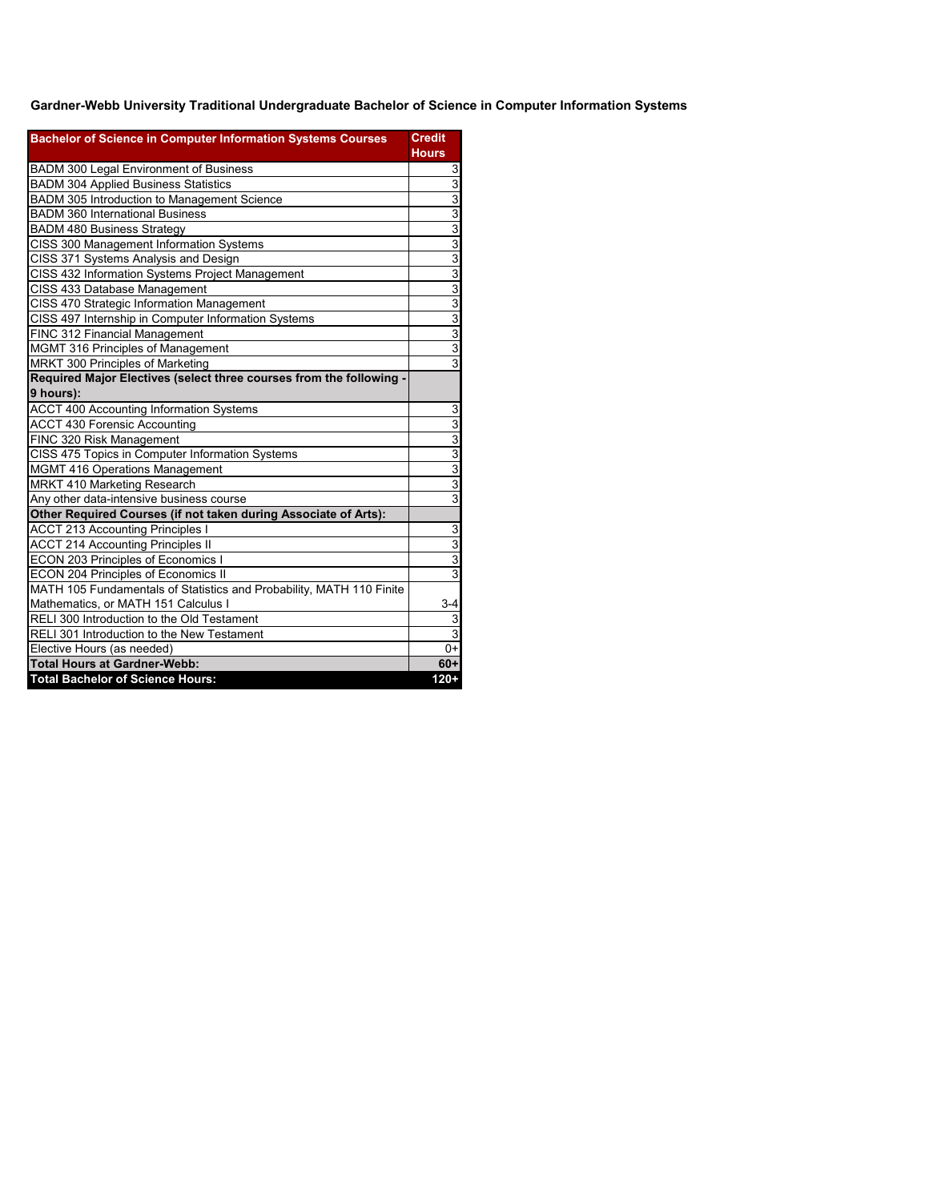**Gardner-Webb University Traditional Undergraduate Bachelor of Science in Computer Information Systems**

| Bachelor of Science in Computer Information Systems Courses | Credit Hours |
|---|---|
| BADM 300 Legal Environment of Business | 3 |
| BADM 304 Applied Business Statistics | 3 |
| BADM 305 Introduction to Management Science | 3 |
| BADM 360 International Business | 3 |
| BADM 480 Business Strategy | 3 |
| CISS 300 Management Information Systems | 3 |
| CISS 371 Systems Analysis and Design | 3 |
| CISS 432 Information Systems Project Management | 3 |
| CISS 433 Database Management | 3 |
| CISS 470 Strategic Information Management | 3 |
| CISS 497 Internship in Computer Information Systems | 3 |
| FINC 312 Financial Management | 3 |
| MGMT 316 Principles of Management | 3 |
| MRKT 300 Principles of Marketing | 3 |
| **Required Major Electives (select three courses from the following - 9 hours):** | |
| ACCT 400 Accounting Information Systems | 3 |
| ACCT 430 Forensic Accounting | 3 |
| FINC 320 Risk Management | 3 |
| CISS 475 Topics in Computer Information Systems | 3 |
| MGMT 416 Operations Management | 3 |
| MRKT 410 Marketing Research | 3 |
| Any other data-intensive business course | 3 |
| **Other Required Courses (if not taken during Associate of Arts):** | |
| ACCT 213 Accounting Principles I | 3 |
| ACCT 214 Accounting Principles II | 3 |
| ECON 203 Principles of Economics I | 3 |
| ECON 204 Principles of Economics II | 3 |
| MATH 105 Fundamentals of Statistics and Probability, MATH 110 Finite Mathematics, or MATH 151 Calculus I | 3-4 |
| RELI 300 Introduction to the Old Testament | 3 |
| RELI 301 Introduction to the New Testament | 3 |
| Elective Hours (as needed) | 0+ |
| **Total Hours at Gardner-Webb:** | **60+** |
| **Total Bachelor of Science Hours:** | **120+** |